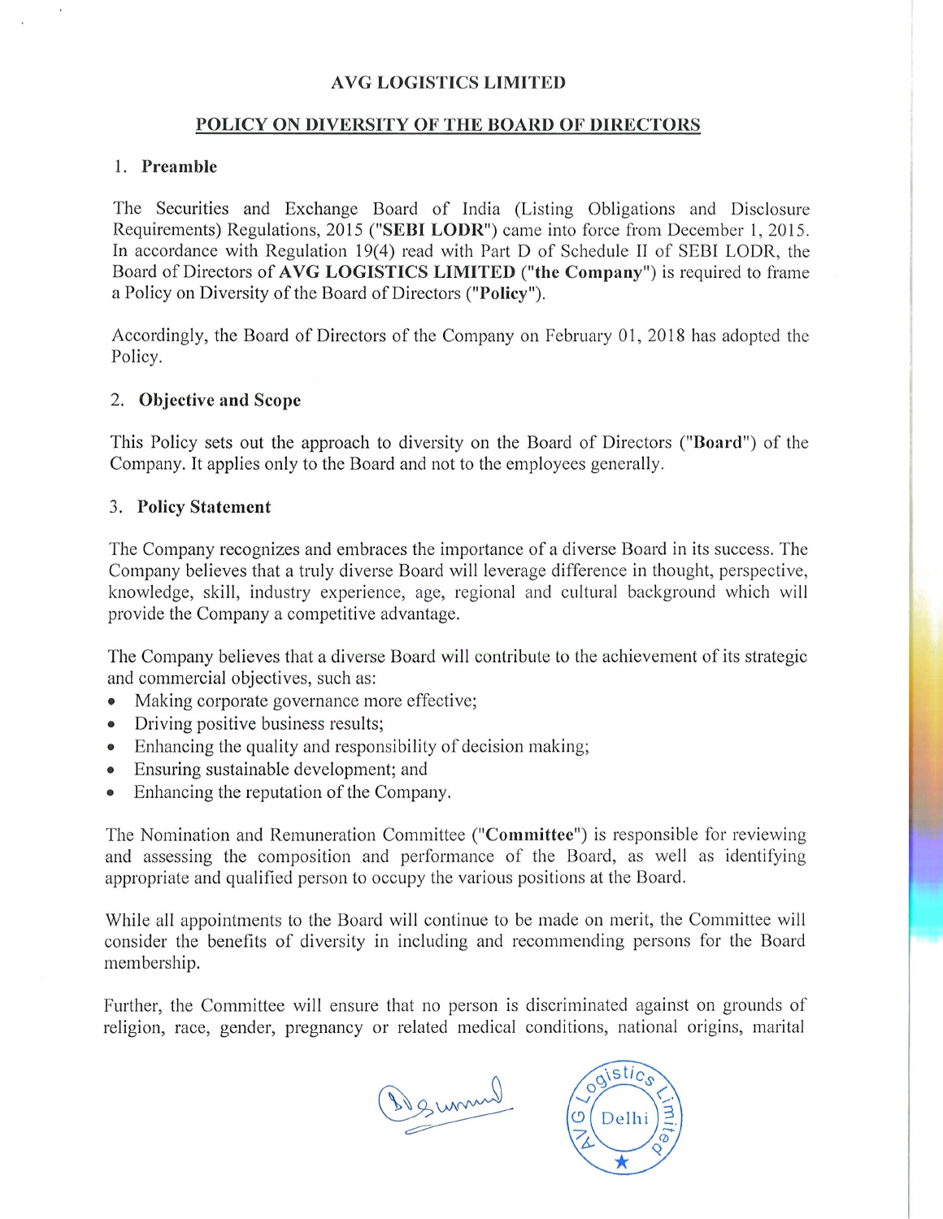# AVG LOGISTICS LIMITED

## POLICY ON DIVERSITY OF THE BOARD OF DIRECTORS

### 1. Preamble

The Securities and Exchange Board of India (Listing Obligations and Disclosure Requirements) Regulations, 2015 ("**SEBI LODR**") came into force from December 1, 2015. In accordance with Regulation 19(4) read with Part D of Schedule II of SEBI LODR, the Board of Directors of **AVG LOGISTICS LIMITED** ("**the Company**") is required to frame a Policy on Diversity of the Board of Directors ("**Policy**").

Accordingly, the Board of Directors of the Company on February 01, 2018 has adopted the Policy.

### 2. Objective and Scope

This Policy sets out the approach to diversity on the Board of Directors ("**Board**") of the Company. It applies only to the Board and not to the employees generally.

### 3. Policy Statement

The Company recognizes and embraces the importance of a diverse Board in its success. The Company believes that a truly diverse Board will leverage difference in thought, perspective, knowledge, skill, industry experience, age, regional and cultural background which will provide the Company a competitive advantage.

The Company believes that a diverse Board will contribute to the achievement of its strategic and commercial objectives, such as:

- Making corporate governance more effective;
- Driving positive business results;
- Enhancing the quality and responsibility of decision making;
- Ensuring sustainable development; and
- Enhancing the reputation of the Company.

The Nomination and Remuneration Committee ("**Committee**") is responsible for reviewing and assessing the composition and performance of the Board, as well as identifying appropriate and qualified person to occupy the various positions at the Board.

While all appointments to the Board will continue to be made on merit, the Committee will consider the benefits of diversity in including and recommending persons for the Board membership.

Further, the Committee will ensure that no person is discriminated against on grounds of religion, race, gender, pregnancy or related medical conditions, national origins, marital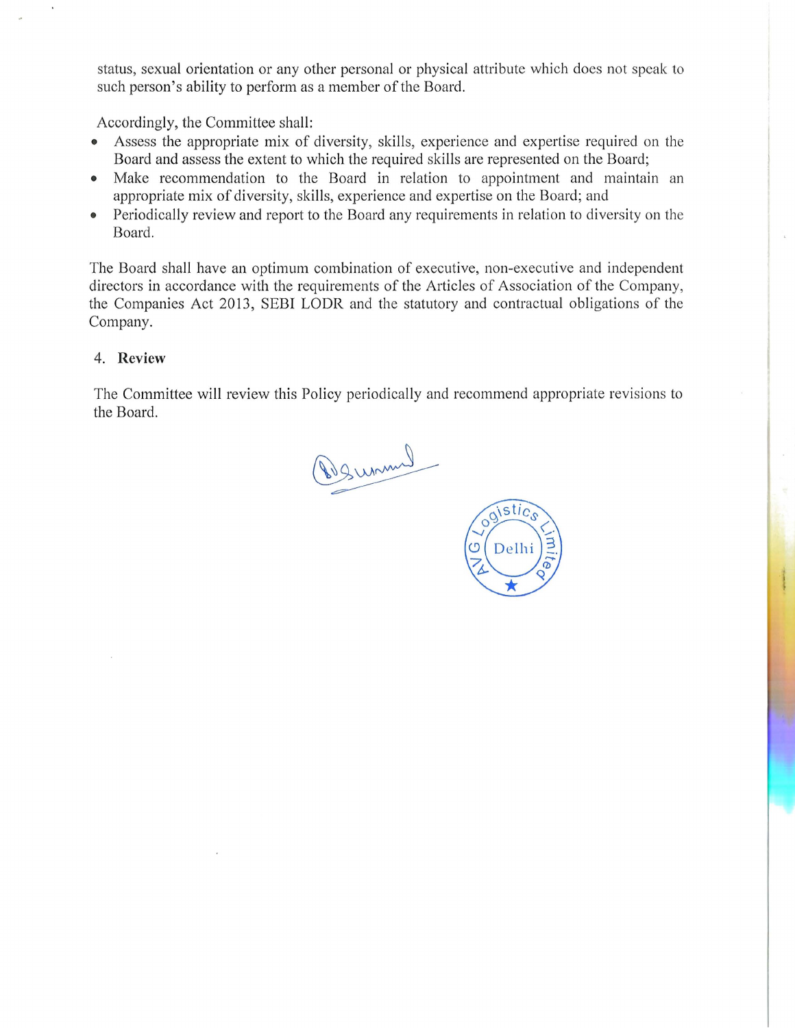status, sexual orientation or any other personal or physical attribute which does not speak to such person's ability to perform as a member of the Board.

Accordingly, the Committee shall:

- Assess the appropriate mix of diversity, skills, experience and expertise required on the Board and assess the extent to which the required skills are represented on the Board;
- Make recommendation to the Board in relation to appointment and maintain an appropriate mix of diversity, skills, experience and expertise on the Board; and
- Periodically review and report to the Board any requirements in relation to diversity on the Board.

The Board shall have an optimum combination of executive, non-executive and independent directors in accordance with the requirements of the Articles of Association of the Company, the Companies Act 2013, SEBI LODR and the statutory and contractual obligations of the Company.

## 4. Review

The Committee will review this Policy periodically and recommend appropriate revisions to the Board.

AVG Logistics Limited
Delhi